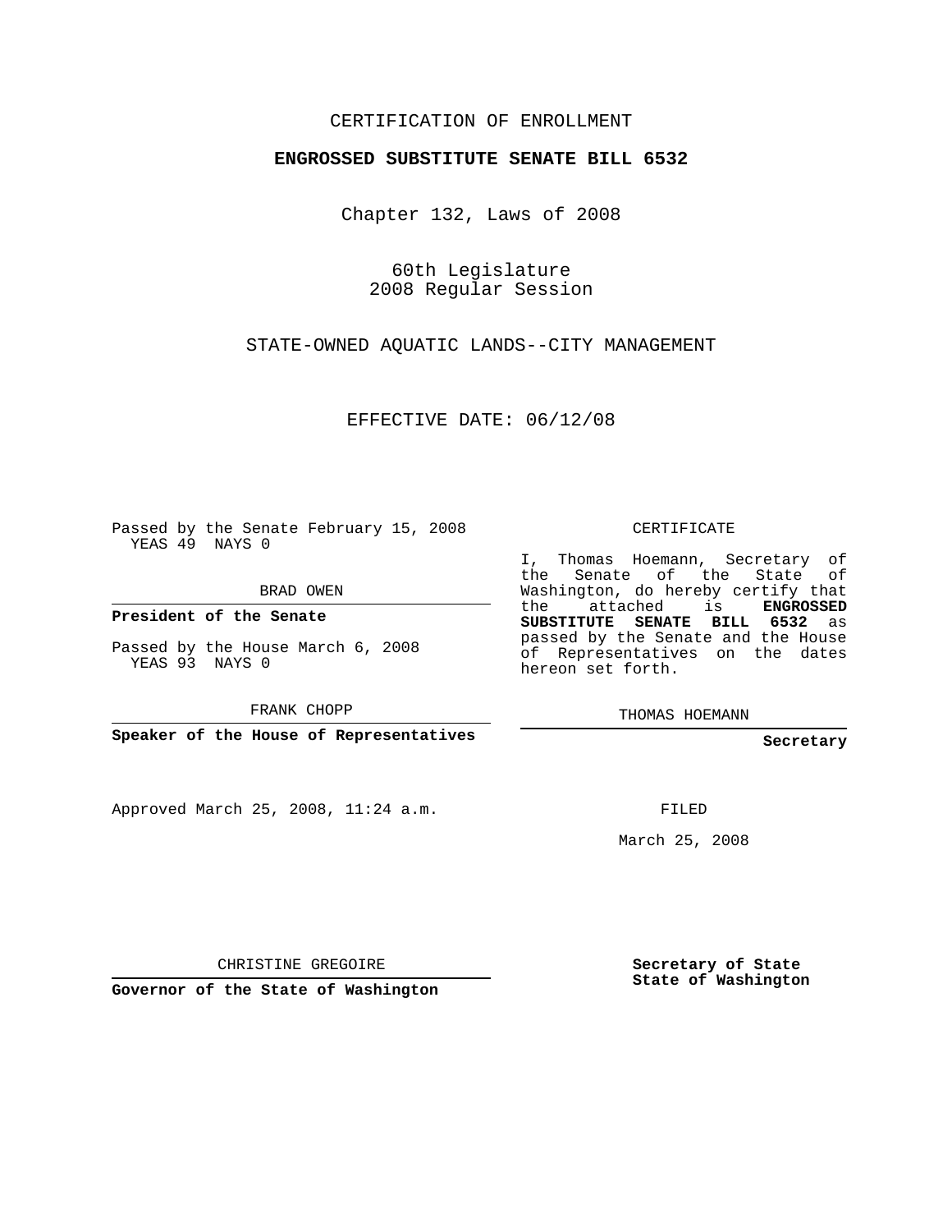CERTIFICATION OF ENROLLMENT

**ENGROSSED SUBSTITUTE SENATE BILL 6532**

Chapter 132, Laws of 2008

60th Legislature
2008 Regular Session

STATE-OWNED AQUATIC LANDS--CITY MANAGEMENT

EFFECTIVE DATE: 06/12/08

Passed by the Senate February 15, 2008
YEAS 49 NAYS 0

BRAD OWEN

**President of the Senate**

Passed by the House March 6, 2008
YEAS 93 NAYS 0

FRANK CHOPP

**Speaker of the House of Representatives**

Approved March 25, 2008, 11:24 a.m.

CHRISTINE GREGOIRE

**Governor of the State of Washington**

CERTIFICATE

I, Thomas Hoemann, Secretary of the Senate of the State of Washington, do hereby certify that the attached is **ENGROSSED SUBSTITUTE SENATE BILL 6532** as passed by the Senate and the House of Representatives on the dates hereon set forth.

THOMAS HOEMANN

**Secretary**

FILED

March 25, 2008

**Secretary of State**
**State of Washington**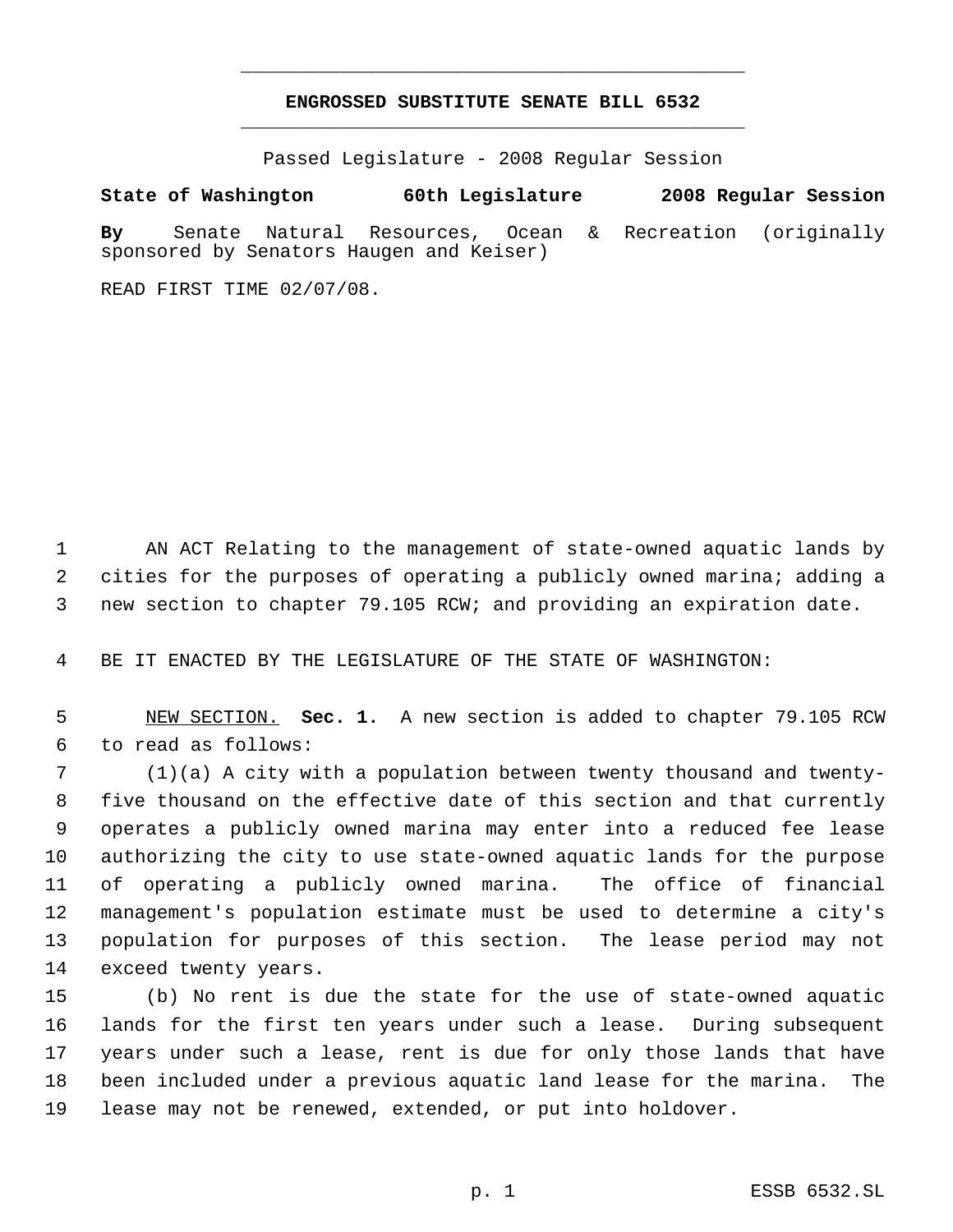# ENGROSSED SUBSTITUTE SENATE BILL 6532

Passed Legislature - 2008 Regular Session

**State of Washington 60th Legislature 2008 Regular Session**

**By** Senate Natural Resources, Ocean & Recreation (originally sponsored by Senators Haugen and Keiser)

READ FIRST TIME 02/07/08.

AN ACT Relating to the management of state-owned aquatic lands by cities for the purposes of operating a publicly owned marina; adding a new section to chapter 79.105 RCW; and providing an expiration date.

BE IT ENACTED BY THE LEGISLATURE OF THE STATE OF WASHINGTON:

NEW SECTION. **Sec. 1.** A new section is added to chapter 79.105 RCW to read as follows:

(1)(a) A city with a population between twenty thousand and twenty-five thousand on the effective date of this section and that currently operates a publicly owned marina may enter into a reduced fee lease authorizing the city to use state-owned aquatic lands for the purpose of operating a publicly owned marina. The office of financial management's population estimate must be used to determine a city's population for purposes of this section. The lease period may not exceed twenty years.

(b) No rent is due the state for the use of state-owned aquatic lands for the first ten years under such a lease. During subsequent years under such a lease, rent is due for only those lands that have been included under a previous aquatic land lease for the marina. The lease may not be renewed, extended, or put into holdover.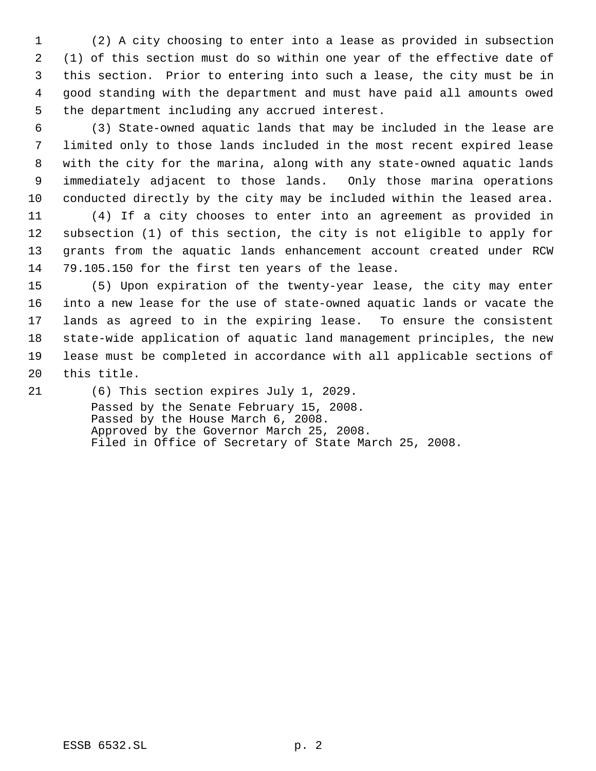(2) A city choosing to enter into a lease as provided in subsection (1) of this section must do so within one year of the effective date of this section. Prior to entering into such a lease, the city must be in good standing with the department and must have paid all amounts owed the department including any accrued interest.

(3) State-owned aquatic lands that may be included in the lease are limited only to those lands included in the most recent expired lease with the city for the marina, along with any state-owned aquatic lands immediately adjacent to those lands. Only those marina operations conducted directly by the city may be included within the leased area.

(4) If a city chooses to enter into an agreement as provided in subsection (1) of this section, the city is not eligible to apply for grants from the aquatic lands enhancement account created under RCW 79.105.150 for the first ten years of the lease.

(5) Upon expiration of the twenty-year lease, the city may enter into a new lease for the use of state-owned aquatic lands or vacate the lands as agreed to in the expiring lease. To ensure the consistent state-wide application of aquatic land management principles, the new lease must be completed in accordance with all applicable sections of this title.

(6) This section expires July 1, 2029.

Passed by the Senate February 15, 2008.
Passed by the House March 6, 2008.
Approved by the Governor March 25, 2008.
Filed in Office of Secretary of State March 25, 2008.